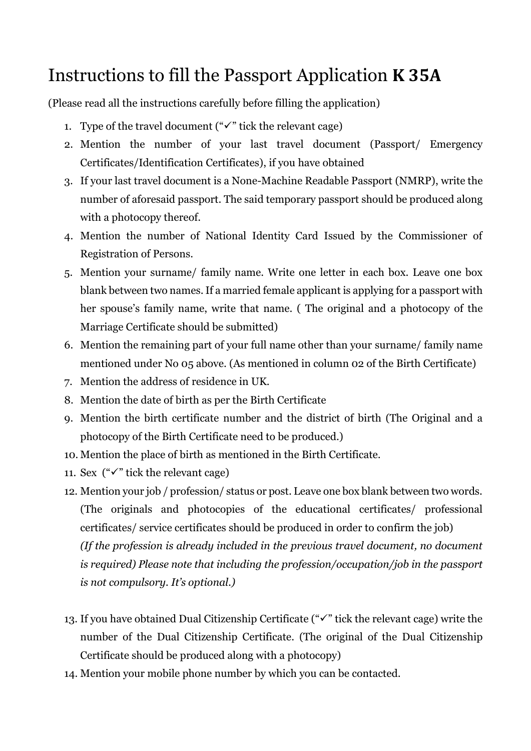# Instructions to fill the Passport Application **K 35A**

(Please read all the instructions carefully before filling the application)

1. Type of the travel document ("✓" tick the relevant cage)
2. Mention the number of your last travel document (Passport/ Emergency Certificates/Identification Certificates), if you have obtained
3. If your last travel document is a None-Machine Readable Passport (NMRP), write the number of aforesaid passport. The said temporary passport should be produced along with a photocopy thereof.
4. Mention the number of National Identity Card Issued by the Commissioner of Registration of Persons.
5. Mention your surname/ family name. Write one letter in each box. Leave one box blank between two names. If a married female applicant is applying for a passport with her spouse's family name, write that name. ( The original and a photocopy of the Marriage Certificate should be submitted)
6. Mention the remaining part of your full name other than your surname/ family name mentioned under No 05 above. (As mentioned in column 02 of the Birth Certificate)
7. Mention the address of residence in UK.
8. Mention the date of birth as per the Birth Certificate
9. Mention the birth certificate number and the district of birth (The Original and a photocopy of the Birth Certificate need to be produced.)
10. Mention the place of birth as mentioned in the Birth Certificate.
11. Sex ("✓" tick the relevant cage)
12. Mention your job / profession/ status or post. Leave one box blank between two words. (The originals and photocopies of the educational certificates/ professional certificates/ service certificates should be produced in order to confirm the job) *(If the profession is already included in the previous travel document, no document is required) Please note that including the profession/occupation/job in the passport is not compulsory. It's optional.)*
13. If you have obtained Dual Citizenship Certificate ("✓" tick the relevant cage) write the number of the Dual Citizenship Certificate. (The original of the Dual Citizenship Certificate should be produced along with a photocopy)
14. Mention your mobile phone number by which you can be contacted.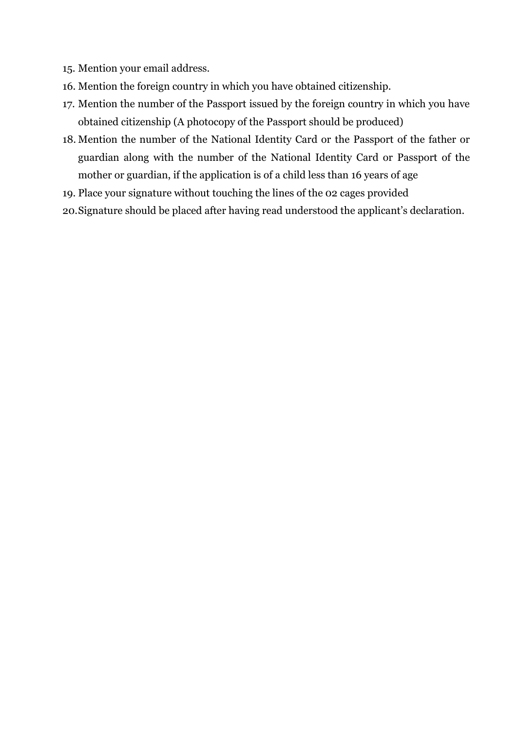15. Mention your email address.
16. Mention the foreign country in which you have obtained citizenship.
17. Mention the number of the Passport issued by the foreign country in which you have obtained citizenship (A photocopy of the Passport should be produced)
18. Mention the number of the National Identity Card or the Passport of the father or guardian along with the number of the National Identity Card or Passport of the mother or guardian, if the application is of a child less than 16 years of age
19. Place your signature without touching the lines of the 02 cages provided
20. Signature should be placed after having read understood the applicant's declaration.